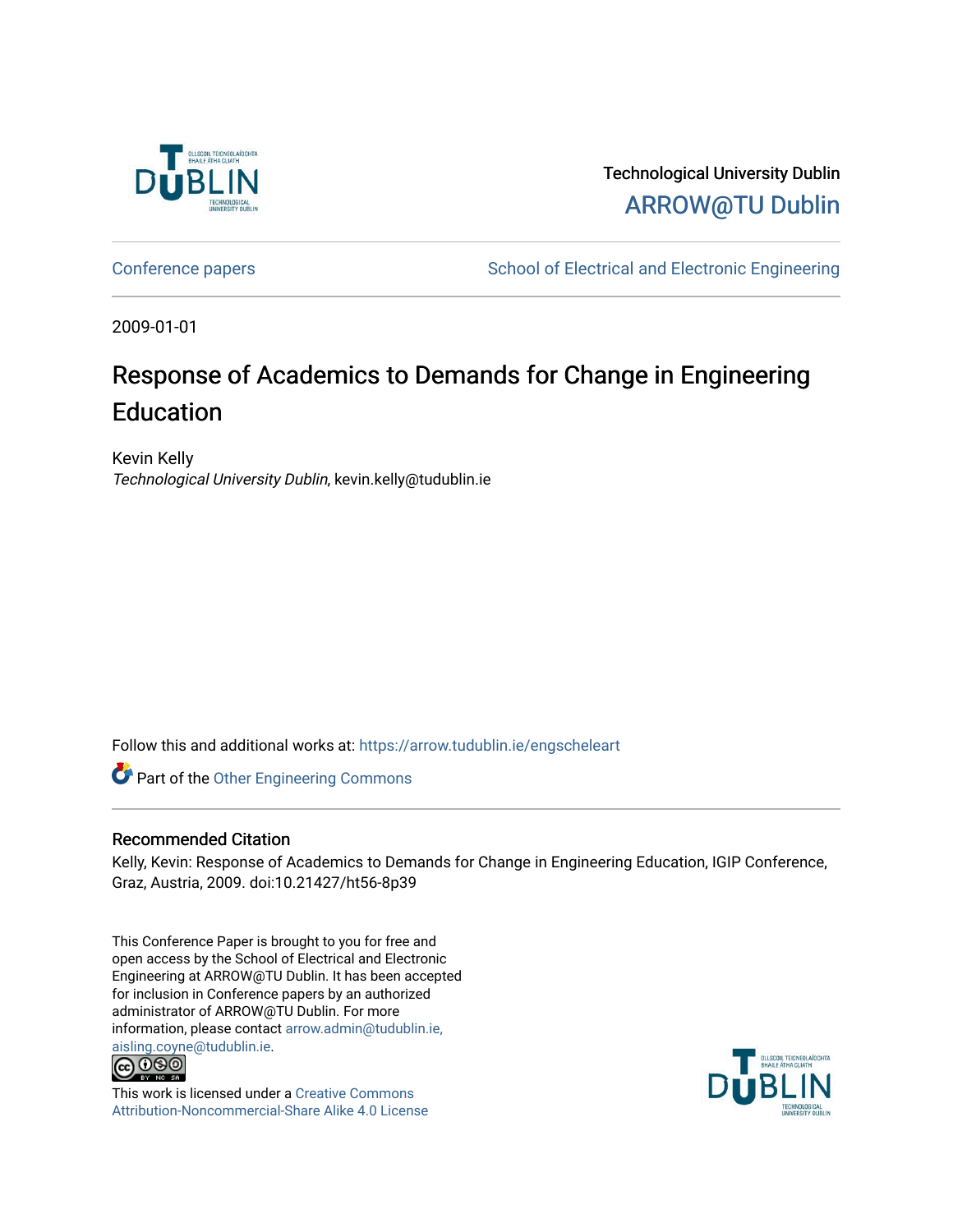Technological University Dublin

ARROW@TU Dublin

Conference papers

School of Electrical and Electronic Engineering

2009-01-01

# Response of Academics to Demands for Change in Engineering Education

Kevin Kelly

*Technological University Dublin*, kevin.kelly@tudublin.ie

Follow this and additional works at: https://arrow.tudublin.ie/engscheleart

Part of the Other Engineering Commons

## Recommended Citation

Kelly, Kevin: Response of Academics to Demands for Change in Engineering Education, IGIP Conference, Graz, Austria, 2009. doi:10.21427/ht56-8p39

This Conference Paper is brought to you for free and open access by the School of Electrical and Electronic Engineering at ARROW@TU Dublin. It has been accepted for inclusion in Conference papers by an authorized administrator of ARROW@TU Dublin. For more information, please contact arrow.admin@tudublin.ie, aisling.coyne@tudublin.ie.

This work is licensed under a Creative Commons Attribution-Noncommercial-Share Alike 4.0 License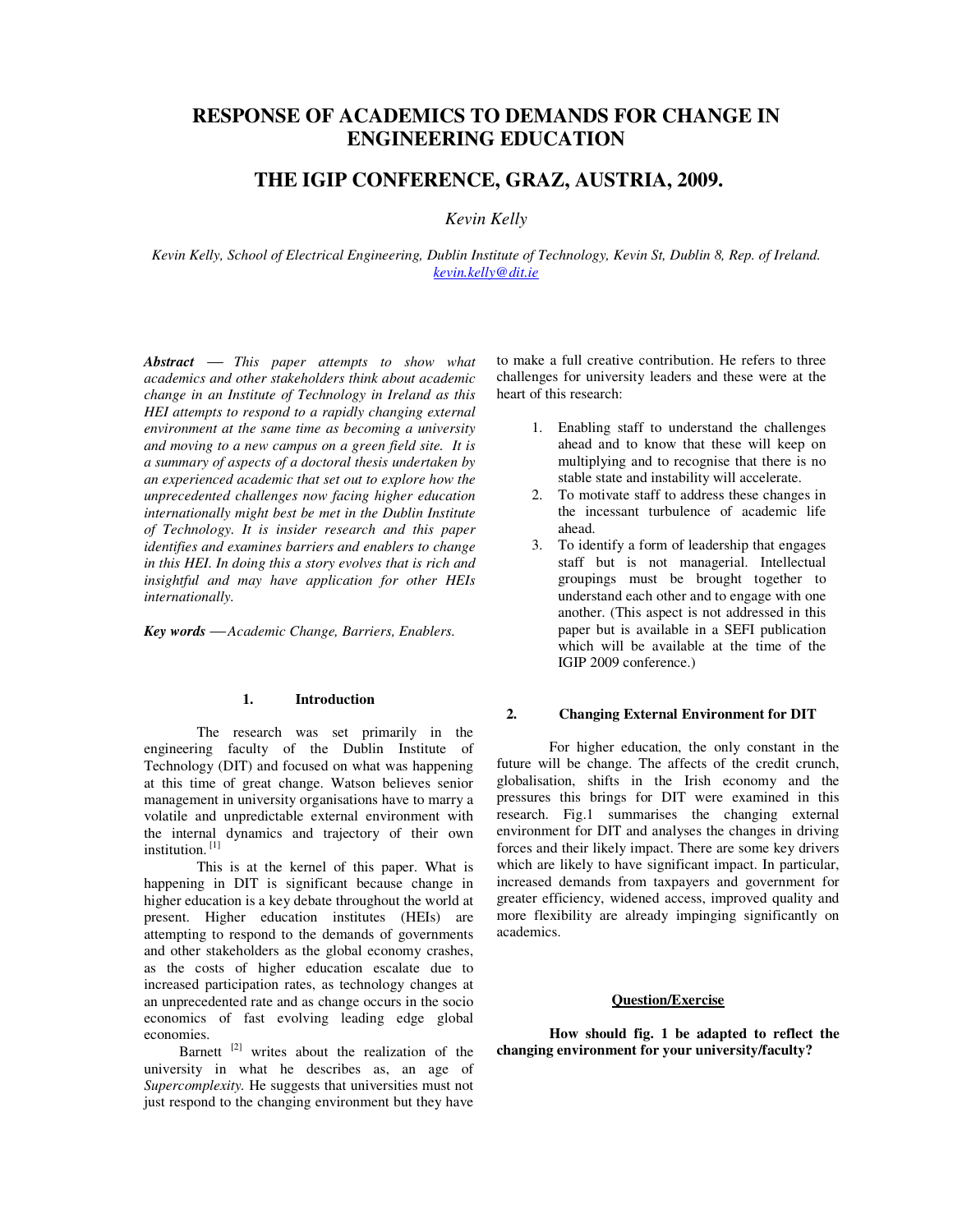# RESPONSE OF ACADEMICS TO DEMANDS FOR CHANGE IN ENGINEERING EDUCATION

## THE IGIP CONFERENCE, GRAZ, AUSTRIA, 2009.

*Kevin Kelly*

*Kevin Kelly, School of Electrical Engineering, Dublin Institute of Technology, Kevin St, Dublin 8, Rep. of Ireland. kevin.kelly@dit.ie*

***Abstract*** *— This paper attempts to show what academics and other stakeholders think about academic change in an Institute of Technology in Ireland as this HEI attempts to respond to a rapidly changing external environment at the same time as becoming a university and moving to a new campus on a green field site. It is a summary of aspects of a doctoral thesis undertaken by an experienced academic that set out to explore how the unprecedented challenges now facing higher education internationally might best be met in the Dublin Institute of Technology. It is insider research and this paper identifies and examines barriers and enablers to change in this HEI. In doing this a story evolves that is rich and insightful and may have application for other HEIs internationally.*

***Key words*** *— Academic Change, Barriers, Enablers.*

### 1. Introduction

The research was set primarily in the engineering faculty of the Dublin Institute of Technology (DIT) and focused on what was happening at this time of great change. Watson believes senior management in university organisations have to marry a volatile and unpredictable external environment with the internal dynamics and trajectory of their own institution. [1]

This is at the kernel of this paper. What is happening in DIT is significant because change in higher education is a key debate throughout the world at present. Higher education institutes (HEIs) are attempting to respond to the demands of governments and other stakeholders as the global economy crashes, as the costs of higher education escalate due to increased participation rates, as technology changes at an unprecedented rate and as change occurs in the socio economics of fast evolving leading edge global economies.

Barnett [2] writes about the realization of the university in what he describes as, an age of *Supercomplexity.* He suggests that universities must not just respond to the changing environment but they have to make a full creative contribution. He refers to three challenges for university leaders and these were at the heart of this research:

1. Enabling staff to understand the challenges ahead and to know that these will keep on multiplying and to recognise that there is no stable state and instability will accelerate.
2. To motivate staff to address these changes in the incessant turbulence of academic life ahead.
3. To identify a form of leadership that engages staff but is not managerial. Intellectual groupings must be brought together to understand each other and to engage with one another. (This aspect is not addressed in this paper but is available in a SEFI publication which will be available at the time of the IGIP 2009 conference.)

### 2. Changing External Environment for DIT

For higher education, the only constant in the future will be change. The affects of the credit crunch, globalisation, shifts in the Irish economy and the pressures this brings for DIT were examined in this research. Fig.1 summarises the changing external environment for DIT and analyses the changes in driving forces and their likely impact. There are some key drivers which are likely to have significant impact. In particular, increased demands from taxpayers and government for greater efficiency, widened access, improved quality and more flexibility are already impinging significantly on academics.

**<u>Question/Exercise</u>**

**How should fig. 1 be adapted to reflect the changing environment for your university/faculty?**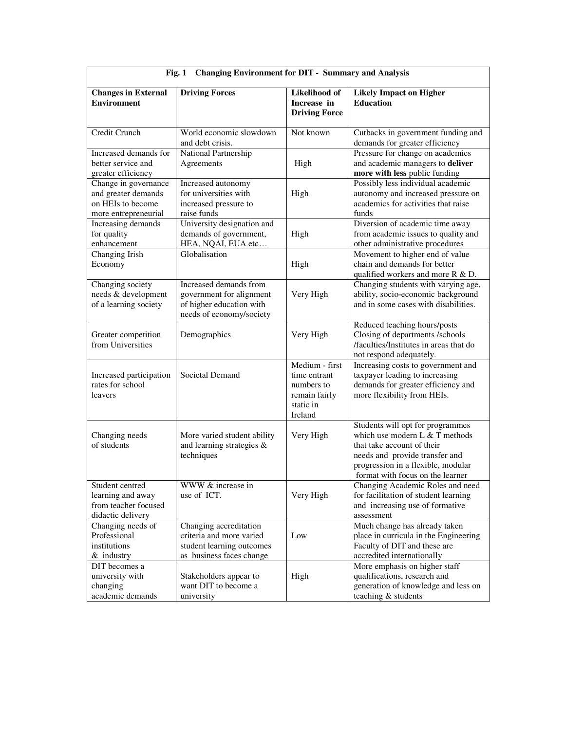| **Fig. 1 Changing Environment for DIT - Summary and Analysis** | | | |
|---|---|---|---|
| **Changes in External Environment** | **Driving Forces** | **Likelihood of Increase in Driving Force** | **Likely Impact on Higher Education** |
| Credit Crunch | World economic slowdown and debt crisis. | Not known | Cutbacks in government funding and demands for greater efficiency |
| Increased demands for better service and greater efficiency | National Partnership Agreements | High | Pressure for change on academics and academic managers to **deliver more with less** public funding |
| Change in governance and greater demands on HEIs to become more entrepreneurial | Increased autonomy for universities with increased pressure to raise funds | High | Possibly less individual academic autonomy and increased pressure on academics for activities that raise funds |
| Increasing demands for quality enhancement | University designation and demands of government, HEA, NQAI, EUA etc… | High | Diversion of academic time away from academic issues to quality and other administrative procedures |
| Changing Irish Economy | Globalisation | High | Movement to higher end of value chain and demands for better qualified workers and more R & D. |
| Changing society needs & development of a learning society | Increased demands from government for alignment of higher education with needs of economy/society | Very High | Changing students with varying age, ability, socio-economic background and in some cases with disabilities. |
| Greater competition from Universities | Demographics | Very High | Reduced teaching hours/posts Closing of departments /schools /faculties/Institutes in areas that do not respond adequately. |
| Increased participation rates for school leavers | Societal Demand | Medium - first time entrant numbers to remain fairly static in Ireland | Increasing costs to government and taxpayer leading to increasing demands for greater efficiency and more flexibility from HEIs. |
| Changing needs of students | More varied student ability and learning strategies & techniques | Very High | Students will opt for programmes which use modern L & T methods that take account of their needs and provide transfer and progression in a flexible, modular format with focus on the learner |
| Student centred learning and away from teacher focused didactic delivery | WWW & increase in use of ICT. | Very High | Changing Academic Roles and need for facilitation of student learning and increasing use of formative assessment |
| Changing needs of Professional institutions & industry | Changing accreditation criteria and more varied student learning outcomes as business faces change | Low | Much change has already taken place in curricula in the Engineering Faculty of DIT and these are accredited internationally |
| DIT becomes a university with changing academic demands | Stakeholders appear to want DIT to become a university | High | More emphasis on higher staff qualifications, research and generation of knowledge and less on teaching & students |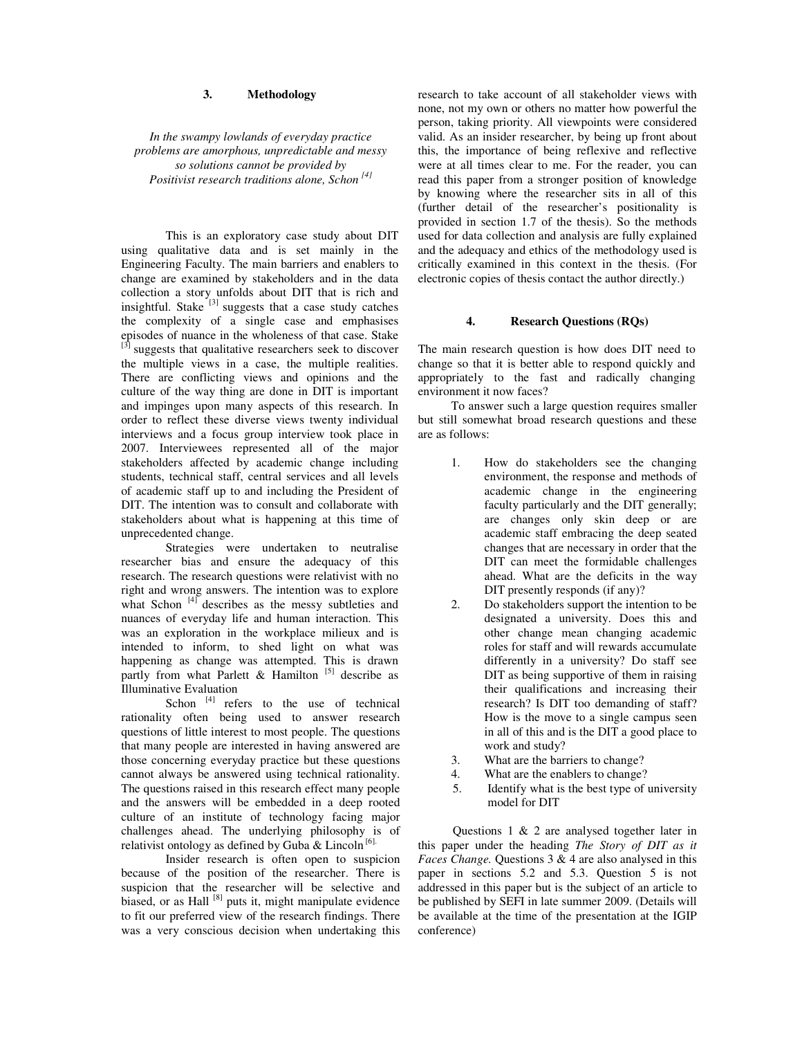## 3. Methodology

*In the swampy lowlands of everyday practice problems are amorphous, unpredictable and messy so solutions cannot be provided by Positivist research traditions alone, Schon [4]*

This is an exploratory case study about DIT using qualitative data and is set mainly in the Engineering Faculty. The main barriers and enablers to change are examined by stakeholders and in the data collection a story unfolds about DIT that is rich and insightful. Stake [3] suggests that a case study catches the complexity of a single case and emphasises episodes of nuance in the wholeness of that case. Stake [3] suggests that qualitative researchers seek to discover the multiple views in a case, the multiple realities. There are conflicting views and opinions and the culture of the way thing are done in DIT is important and impinges upon many aspects of this research. In order to reflect these diverse views twenty individual interviews and a focus group interview took place in 2007. Interviewees represented all of the major stakeholders affected by academic change including students, technical staff, central services and all levels of academic staff up to and including the President of DIT. The intention was to consult and collaborate with stakeholders about what is happening at this time of unprecedented change.

Strategies were undertaken to neutralise researcher bias and ensure the adequacy of this research. The research questions were relativist with no right and wrong answers. The intention was to explore what Schon [4] describes as the messy subtleties and nuances of everyday life and human interaction. This was an exploration in the workplace milieux and is intended to inform, to shed light on what was happening as change was attempted. This is drawn partly from what Parlett & Hamilton [5] describe as Illuminative Evaluation

Schon [4] refers to the use of technical rationality often being used to answer research questions of little interest to most people. The questions that many people are interested in having answered are those concerning everyday practice but these questions cannot always be answered using technical rationality. The questions raised in this research effect many people and the answers will be embedded in a deep rooted culture of an institute of technology facing major challenges ahead. The underlying philosophy is of relativist ontology as defined by Guba & Lincoln [6].

Insider research is often open to suspicion because of the position of the researcher. There is suspicion that the researcher will be selective and biased, or as Hall [8] puts it, might manipulate evidence to fit our preferred view of the research findings. There was a very conscious decision when undertaking this research to take account of all stakeholder views with none, not my own or others no matter how powerful the person, taking priority. All viewpoints were considered valid. As an insider researcher, by being up front about this, the importance of being reflexive and reflective were at all times clear to me. For the reader, you can read this paper from a stronger position of knowledge by knowing where the researcher sits in all of this (further detail of the researcher's positionality is provided in section 1.7 of the thesis). So the methods used for data collection and analysis are fully explained and the adequacy and ethics of the methodology used is critically examined in this context in the thesis. (For electronic copies of thesis contact the author directly.)

## 4. Research Questions (RQs)

The main research question is how does DIT need to change so that it is better able to respond quickly and appropriately to the fast and radically changing environment it now faces?

To answer such a large question requires smaller but still somewhat broad research questions and these are as follows:

1. How do stakeholders see the changing environment, the response and methods of academic change in the engineering faculty particularly and the DIT generally; are changes only skin deep or are academic staff embracing the deep seated changes that are necessary in order that the DIT can meet the formidable challenges ahead. What are the deficits in the way DIT presently responds (if any)?
2. Do stakeholders support the intention to be designated a university. Does this and other change mean changing academic roles for staff and will rewards accumulate differently in a university? Do staff see DIT as being supportive of them in raising their qualifications and increasing their research? Is DIT too demanding of staff? How is the move to a single campus seen in all of this and is the DIT a good place to work and study?
3. What are the barriers to change?
4. What are the enablers to change?
5. Identify what is the best type of university model for DIT

Questions 1 & 2 are analysed together later in this paper under the heading *The Story of DIT as it Faces Change.* Questions 3 & 4 are also analysed in this paper in sections 5.2 and 5.3. Question 5 is not addressed in this paper but is the subject of an article to be published by SEFI in late summer 2009. (Details will be available at the time of the presentation at the IGIP conference)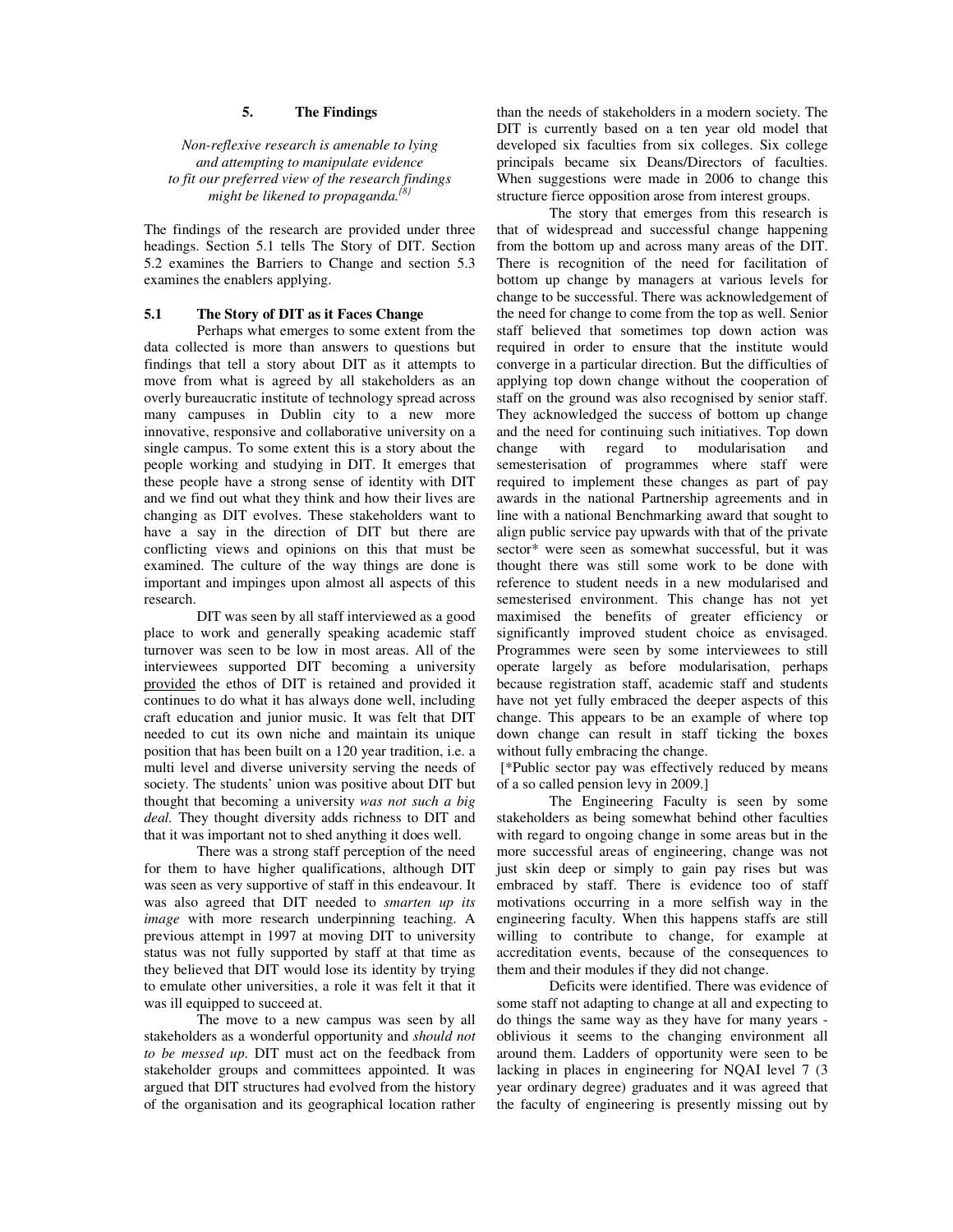## 5. The Findings

*Non-reflexive research is amenable to lying and attempting to manipulate evidence to fit our preferred view of the research findings might be likened to propaganda.*[8]

The findings of the research are provided under three headings. Section 5.1 tells The Story of DIT. Section 5.2 examines the Barriers to Change and section 5.3 examines the enablers applying.

### 5.1 The Story of DIT as it Faces Change

Perhaps what emerges to some extent from the data collected is more than answers to questions but findings that tell a story about DIT as it attempts to move from what is agreed by all stakeholders as an overly bureaucratic institute of technology spread across many campuses in Dublin city to a new more innovative, responsive and collaborative university on a single campus. To some extent this is a story about the people working and studying in DIT. It emerges that these people have a strong sense of identity with DIT and we find out what they think and how their lives are changing as DIT evolves. These stakeholders want to have a say in the direction of DIT but there are conflicting views and opinions on this that must be examined. The culture of the way things are done is important and impinges upon almost all aspects of this research.

DIT was seen by all staff interviewed as a good place to work and generally speaking academic staff turnover was seen to be low in most areas. All of the interviewees supported DIT becoming a university provided the ethos of DIT is retained and provided it continues to do what it has always done well, including craft education and junior music. It was felt that DIT needed to cut its own niche and maintain its unique position that has been built on a 120 year tradition, i.e. a multi level and diverse university serving the needs of society. The students' union was positive about DIT but thought that becoming a university *was not such a big deal.* They thought diversity adds richness to DIT and that it was important not to shed anything it does well.

There was a strong staff perception of the need for them to have higher qualifications, although DIT was seen as very supportive of staff in this endeavour. It was also agreed that DIT needed to *smarten up its image* with more research underpinning teaching. A previous attempt in 1997 at moving DIT to university status was not fully supported by staff at that time as they believed that DIT would lose its identity by trying to emulate other universities, a role it was felt it that it was ill equipped to succeed at.

The move to a new campus was seen by all stakeholders as a wonderful opportunity and *should not to be messed up*. DIT must act on the feedback from stakeholder groups and committees appointed. It was argued that DIT structures had evolved from the history of the organisation and its geographical location rather than the needs of stakeholders in a modern society. The DIT is currently based on a ten year old model that developed six faculties from six colleges. Six college principals became six Deans/Directors of faculties. When suggestions were made in 2006 to change this structure fierce opposition arose from interest groups.

The story that emerges from this research is that of widespread and successful change happening from the bottom up and across many areas of the DIT. There is recognition of the need for facilitation of bottom up change by managers at various levels for change to be successful. There was acknowledgement of the need for change to come from the top as well. Senior staff believed that sometimes top down action was required in order to ensure that the institute would converge in a particular direction. But the difficulties of applying top down change without the cooperation of staff on the ground was also recognised by senior staff. They acknowledged the success of bottom up change and the need for continuing such initiatives. Top down change with regard to modularisation and semesterisation of programmes where staff were required to implement these changes as part of pay awards in the national Partnership agreements and in line with a national Benchmarking award that sought to align public service pay upwards with that of the private sector* were seen as somewhat successful, but it was thought there was still some work to be done with reference to student needs in a new modularised and semesterised environment. This change has not yet maximised the benefits of greater efficiency or significantly improved student choice as envisaged. Programmes were seen by some interviewees to still operate largely as before modularisation, perhaps because registration staff, academic staff and students have not yet fully embraced the deeper aspects of this change. This appears to be an example of where top down change can result in staff ticking the boxes without fully embracing the change.

[*Public sector pay was effectively reduced by means of a so called pension levy in 2009.]

The Engineering Faculty is seen by some stakeholders as being somewhat behind other faculties with regard to ongoing change in some areas but in the more successful areas of engineering, change was not just skin deep or simply to gain pay rises but was embraced by staff. There is evidence too of staff motivations occurring in a more selfish way in the engineering faculty. When this happens staffs are still willing to contribute to change, for example at accreditation events, because of the consequences to them and their modules if they did not change.

Deficits were identified. There was evidence of some staff not adapting to change at all and expecting to do things the same way as they have for many years - oblivious it seems to the changing environment all around them. Ladders of opportunity were seen to be lacking in places in engineering for NQAI level 7 (3 year ordinary degree) graduates and it was agreed that the faculty of engineering is presently missing out by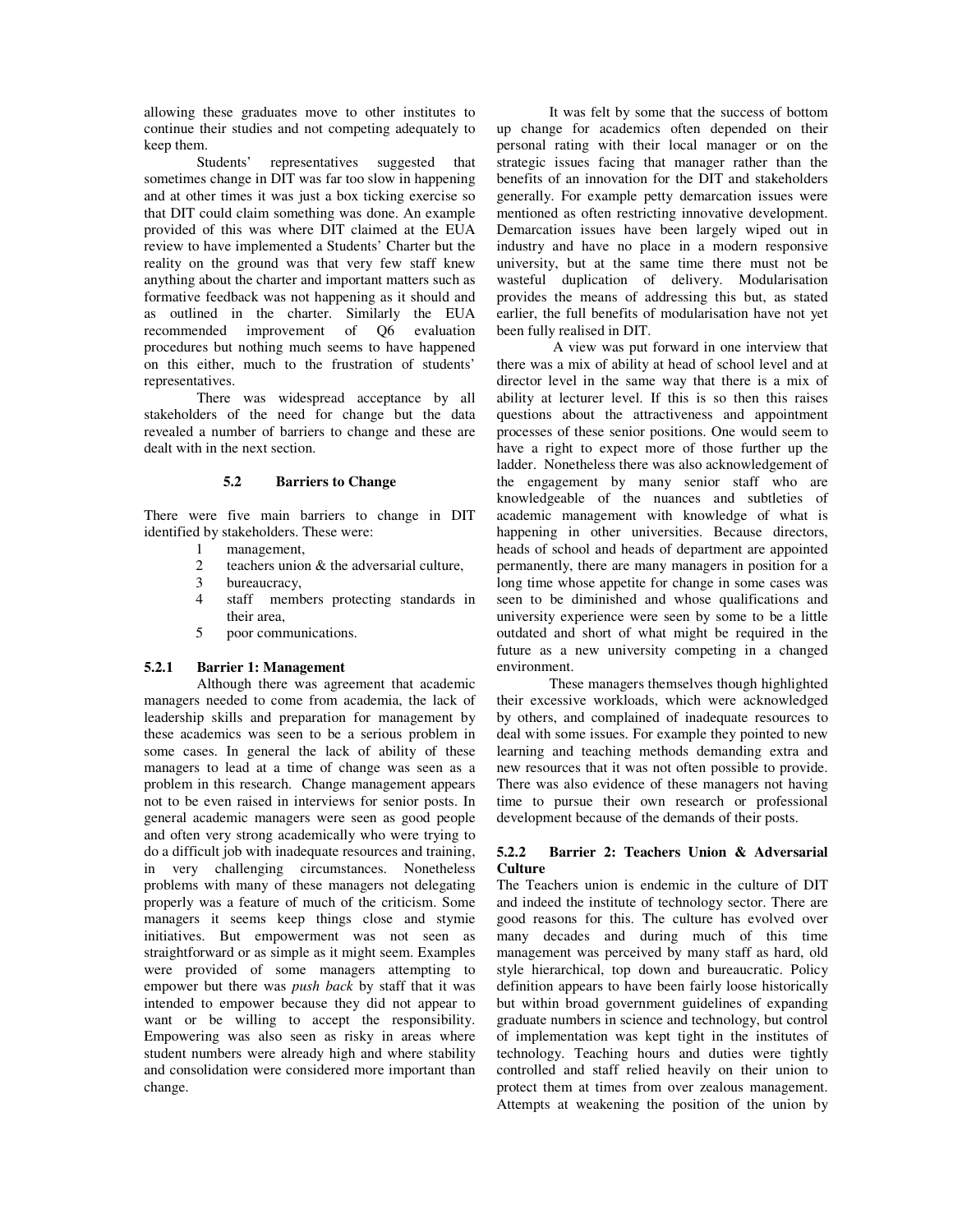allowing these graduates move to other institutes to continue their studies and not competing adequately to keep them.

Students' representatives suggested that sometimes change in DIT was far too slow in happening and at other times it was just a box ticking exercise so that DIT could claim something was done. An example provided of this was where DIT claimed at the EUA review to have implemented a Students' Charter but the reality on the ground was that very few staff knew anything about the charter and important matters such as formative feedback was not happening as it should and as outlined in the charter. Similarly the EUA recommended improvement of Q6 evaluation procedures but nothing much seems to have happened on this either, much to the frustration of students' representatives.

There was widespread acceptance by all stakeholders of the need for change but the data revealed a number of barriers to change and these are dealt with in the next section.

### 5.2 Barriers to Change

There were five main barriers to change in DIT identified by stakeholders. These were:

1. management,
2. teachers union & the adversarial culture,
3. bureaucracy,
4. staff members protecting standards in their area,
5. poor communications.

#### 5.2.1 Barrier 1: Management

Although there was agreement that academic managers needed to come from academia, the lack of leadership skills and preparation for management by these academics was seen to be a serious problem in some cases. In general the lack of ability of these managers to lead at a time of change was seen as a problem in this research. Change management appears not to be even raised in interviews for senior posts. In general academic managers were seen as good people and often very strong academically who were trying to do a difficult job with inadequate resources and training, in very challenging circumstances. Nonetheless problems with many of these managers not delegating properly was a feature of much of the criticism. Some managers it seems keep things close and stymie initiatives. But empowerment was not seen as straightforward or as simple as it might seem. Examples were provided of some managers attempting to empower but there was *push back* by staff that it was intended to empower because they did not appear to want or be willing to accept the responsibility. Empowering was also seen as risky in areas where student numbers were already high and where stability and consolidation were considered more important than change.

It was felt by some that the success of bottom up change for academics often depended on their personal rating with their local manager or on the strategic issues facing that manager rather than the benefits of an innovation for the DIT and stakeholders generally. For example petty demarcation issues were mentioned as often restricting innovative development. Demarcation issues have been largely wiped out in industry and have no place in a modern responsive university, but at the same time there must not be wasteful duplication of delivery. Modularisation provides the means of addressing this but, as stated earlier, the full benefits of modularisation have not yet been fully realised in DIT.

A view was put forward in one interview that there was a mix of ability at head of school level and at director level in the same way that there is a mix of ability at lecturer level. If this is so then this raises questions about the attractiveness and appointment processes of these senior positions. One would seem to have a right to expect more of those further up the ladder. Nonetheless there was also acknowledgement of the engagement by many senior staff who are knowledgeable of the nuances and subtleties of academic management with knowledge of what is happening in other universities. Because directors, heads of school and heads of department are appointed permanently, there are many managers in position for a long time whose appetite for change in some cases was seen to be diminished and whose qualifications and university experience were seen by some to be a little outdated and short of what might be required in the future as a new university competing in a changed environment.

These managers themselves though highlighted their excessive workloads, which were acknowledged by others, and complained of inadequate resources to deal with some issues. For example they pointed to new learning and teaching methods demanding extra and new resources that it was not often possible to provide. There was also evidence of these managers not having time to pursue their own research or professional development because of the demands of their posts.

#### 5.2.2 Barrier 2: Teachers Union & Adversarial Culture

The Teachers union is endemic in the culture of DIT and indeed the institute of technology sector. There are good reasons for this. The culture has evolved over many decades and during much of this time management was perceived by many staff as hard, old style hierarchical, top down and bureaucratic. Policy definition appears to have been fairly loose historically but within broad government guidelines of expanding graduate numbers in science and technology, but control of implementation was kept tight in the institutes of technology. Teaching hours and duties were tightly controlled and staff relied heavily on their union to protect them at times from over zealous management. Attempts at weakening the position of the union by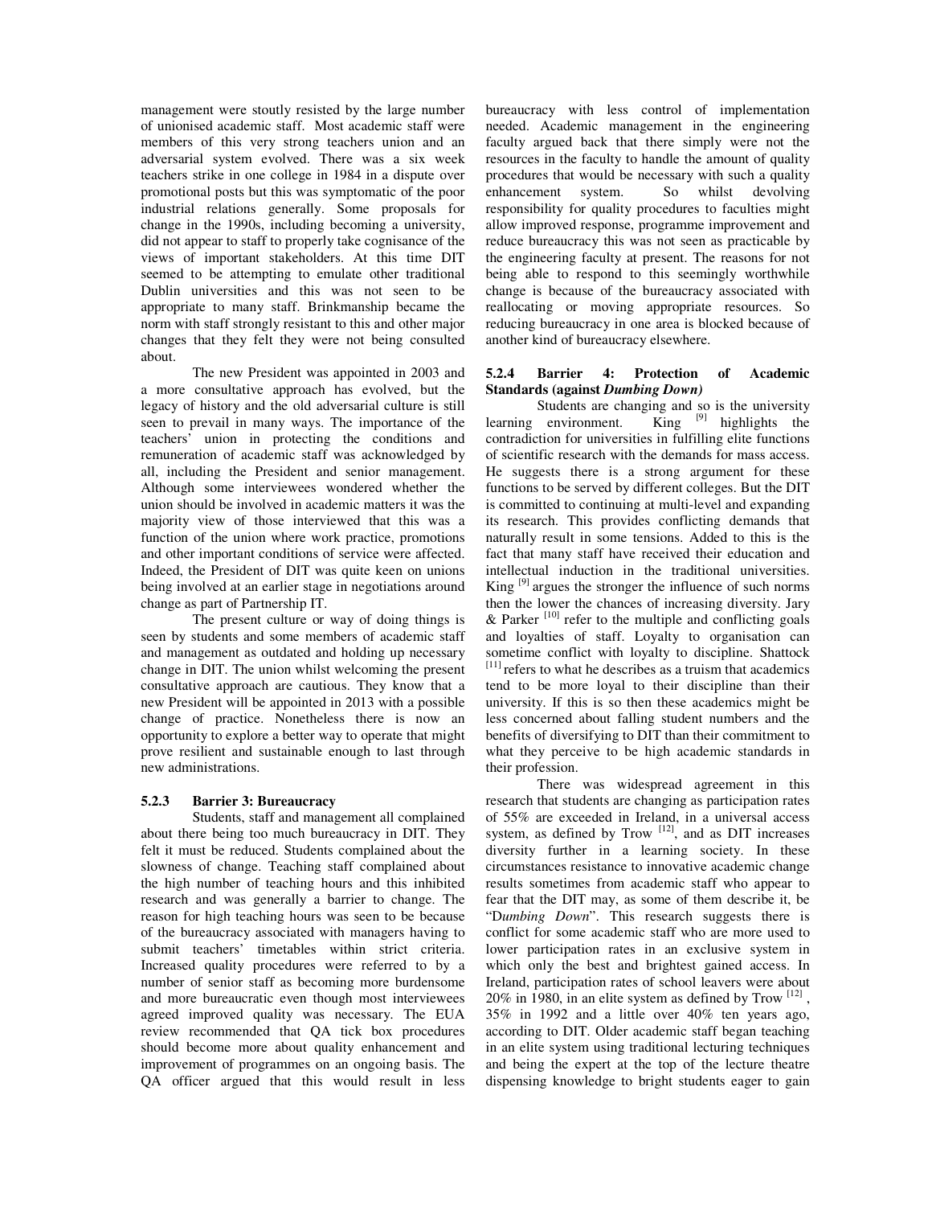management were stoutly resisted by the large number of unionised academic staff. Most academic staff were members of this very strong teachers union and an adversarial system evolved. There was a six week teachers strike in one college in 1984 in a dispute over promotional posts but this was symptomatic of the poor industrial relations generally. Some proposals for change in the 1990s, including becoming a university, did not appear to staff to properly take cognisance of the views of important stakeholders. At this time DIT seemed to be attempting to emulate other traditional Dublin universities and this was not seen to be appropriate to many staff. Brinkmanship became the norm with staff strongly resistant to this and other major changes that they felt they were not being consulted about.

The new President was appointed in 2003 and a more consultative approach has evolved, but the legacy of history and the old adversarial culture is still seen to prevail in many ways. The importance of the teachers' union in protecting the conditions and remuneration of academic staff was acknowledged by all, including the President and senior management. Although some interviewees wondered whether the union should be involved in academic matters it was the majority view of those interviewed that this was a function of the union where work practice, promotions and other important conditions of service were affected. Indeed, the President of DIT was quite keen on unions being involved at an earlier stage in negotiations around change as part of Partnership IT.

The present culture or way of doing things is seen by students and some members of academic staff and management as outdated and holding up necessary change in DIT. The union whilst welcoming the present consultative approach are cautious. They know that a new President will be appointed in 2013 with a possible change of practice. Nonetheless there is now an opportunity to explore a better way to operate that might prove resilient and sustainable enough to last through new administrations.

### 5.2.3 Barrier 3: Bureaucracy

Students, staff and management all complained about there being too much bureaucracy in DIT. They felt it must be reduced. Students complained about the slowness of change. Teaching staff complained about the high number of teaching hours and this inhibited research and was generally a barrier to change. The reason for high teaching hours was seen to be because of the bureaucracy associated with managers having to submit teachers' timetables within strict criteria. Increased quality procedures were referred to by a number of senior staff as becoming more burdensome and more bureaucratic even though most interviewees agreed improved quality was necessary. The EUA review recommended that QA tick box procedures should become more about quality enhancement and improvement of programmes on an ongoing basis. The QA officer argued that this would result in less bureaucracy with less control of implementation needed. Academic management in the engineering faculty argued back that there simply were not the resources in the faculty to handle the amount of quality procedures that would be necessary with such a quality enhancement system. So whilst devolving responsibility for quality procedures to faculties might allow improved response, programme improvement and reduce bureaucracy this was not seen as practicable by the engineering faculty at present. The reasons for not being able to respond to this seemingly worthwhile change is because of the bureaucracy associated with reallocating or moving appropriate resources. So reducing bureaucracy in one area is blocked because of another kind of bureaucracy elsewhere.

### 5.2.4 Barrier 4: Protection of Academic Standards (against *Dumbing Down)*

Students are changing and so is the university learning environment. King [9] highlights the contradiction for universities in fulfilling elite functions of scientific research with the demands for mass access. He suggests there is a strong argument for these functions to be served by different colleges. But the DIT is committed to continuing at multi-level and expanding its research. This provides conflicting demands that naturally result in some tensions. Added to this is the fact that many staff have received their education and intellectual induction in the traditional universities. King [9] argues the stronger the influence of such norms then the lower the chances of increasing diversity. Jary & Parker [10] refer to the multiple and conflicting goals and loyalties of staff. Loyalty to organisation can sometime conflict with loyalty to discipline. Shattock [11] refers to what he describes as a truism that academics tend to be more loyal to their discipline than their university. If this is so then these academics might be less concerned about falling student numbers and the benefits of diversifying to DIT than their commitment to what they perceive to be high academic standards in their profession.

There was widespread agreement in this research that students are changing as participation rates of 55% are exceeded in Ireland, in a universal access system, as defined by Trow [12], and as DIT increases diversity further in a learning society. In these circumstances resistance to innovative academic change results sometimes from academic staff who appear to fear that the DIT may, as some of them describe it, be "D*umbing Down*". This research suggests there is conflict for some academic staff who are more used to lower participation rates in an exclusive system in which only the best and brightest gained access. In Ireland, participation rates of school leavers were about 20% in 1980, in an elite system as defined by Trow [12], 35% in 1992 and a little over 40% ten years ago, according to DIT. Older academic staff began teaching in an elite system using traditional lecturing techniques and being the expert at the top of the lecture theatre dispensing knowledge to bright students eager to gain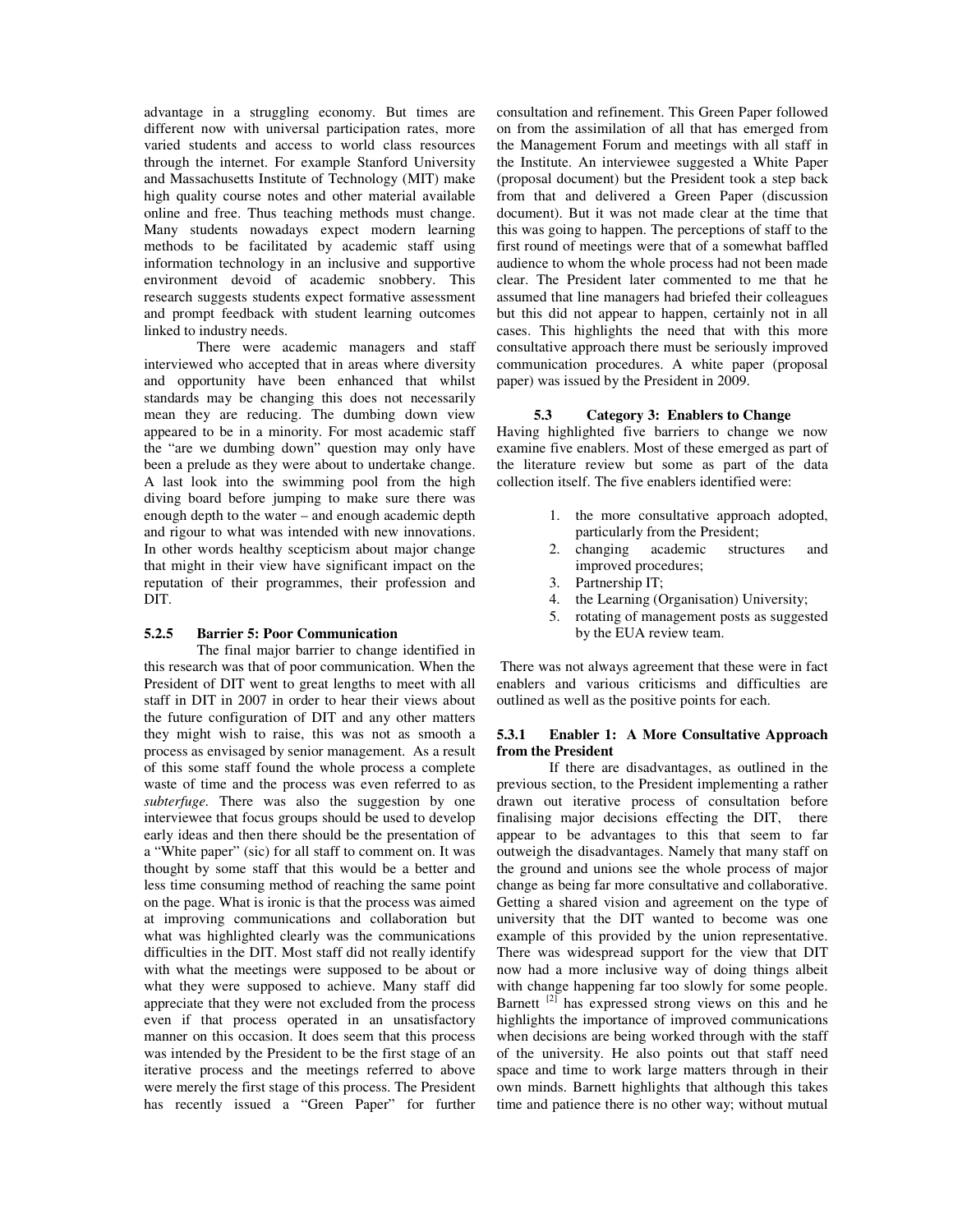advantage in a struggling economy. But times are different now with universal participation rates, more varied students and access to world class resources through the internet. For example Stanford University and Massachusetts Institute of Technology (MIT) make high quality course notes and other material available online and free. Thus teaching methods must change. Many students nowadays expect modern learning methods to be facilitated by academic staff using information technology in an inclusive and supportive environment devoid of academic snobbery. This research suggests students expect formative assessment and prompt feedback with student learning outcomes linked to industry needs.

There were academic managers and staff interviewed who accepted that in areas where diversity and opportunity have been enhanced that whilst standards may be changing this does not necessarily mean they are reducing. The dumbing down view appeared to be in a minority. For most academic staff the "are we dumbing down" question may only have been a prelude as they were about to undertake change. A last look into the swimming pool from the high diving board before jumping to make sure there was enough depth to the water – and enough academic depth and rigour to what was intended with new innovations. In other words healthy scepticism about major change that might in their view have significant impact on the reputation of their programmes, their profession and DIT.

#### 5.2.5 Barrier 5: Poor Communication

The final major barrier to change identified in this research was that of poor communication. When the President of DIT went to great lengths to meet with all staff in DIT in 2007 in order to hear their views about the future configuration of DIT and any other matters they might wish to raise, this was not as smooth a process as envisaged by senior management. As a result of this some staff found the whole process a complete waste of time and the process was even referred to as *subterfuge*. There was also the suggestion by one interviewee that focus groups should be used to develop early ideas and then there should be the presentation of a "White paper" (sic) for all staff to comment on. It was thought by some staff that this would be a better and less time consuming method of reaching the same point on the page. What is ironic is that the process was aimed at improving communications and collaboration but what was highlighted clearly was the communications difficulties in the DIT. Most staff did not really identify with what the meetings were supposed to be about or what they were supposed to achieve. Many staff did appreciate that they were not excluded from the process even if that process operated in an unsatisfactory manner on this occasion. It does seem that this process was intended by the President to be the first stage of an iterative process and the meetings referred to above were merely the first stage of this process. The President has recently issued a "Green Paper" for further consultation and refinement. This Green Paper followed on from the assimilation of all that has emerged from the Management Forum and meetings with all staff in the Institute. An interviewee suggested a White Paper (proposal document) but the President took a step back from that and delivered a Green Paper (discussion document). But it was not made clear at the time that this was going to happen. The perceptions of staff to the first round of meetings were that of a somewhat baffled audience to whom the whole process had not been made clear. The President later commented to me that he assumed that line managers had briefed their colleagues but this did not appear to happen, certainly not in all cases. This highlights the need that with this more consultative approach there must be seriously improved communication procedures. A white paper (proposal paper) was issued by the President in 2009.

### 5.3 Category 3: Enablers to Change

Having highlighted five barriers to change we now examine five enablers. Most of these emerged as part of the literature review but some as part of the data collection itself. The five enablers identified were:

1. the more consultative approach adopted, particularly from the President;
2. changing academic structures and improved procedures;
3. Partnership IT;
4. the Learning (Organisation) University;
5. rotating of management posts as suggested by the EUA review team.

There was not always agreement that these were in fact enablers and various criticisms and difficulties are outlined as well as the positive points for each.

#### 5.3.1 Enabler 1: A More Consultative Approach from the President

If there are disadvantages, as outlined in the previous section, to the President implementing a rather drawn out iterative process of consultation before finalising major decisions effecting the DIT, there appear to be advantages to this that seem to far outweigh the disadvantages. Namely that many staff on the ground and unions see the whole process of major change as being far more consultative and collaborative. Getting a shared vision and agreement on the type of university that the DIT wanted to become was one example of this provided by the union representative. There was widespread support for the view that DIT now had a more inclusive way of doing things albeit with change happening far too slowly for some people. Barnett [2] has expressed strong views on this and he highlights the importance of improved communications when decisions are being worked through with the staff of the university. He also points out that staff need space and time to work large matters through in their own minds. Barnett highlights that although this takes time and patience there is no other way; without mutual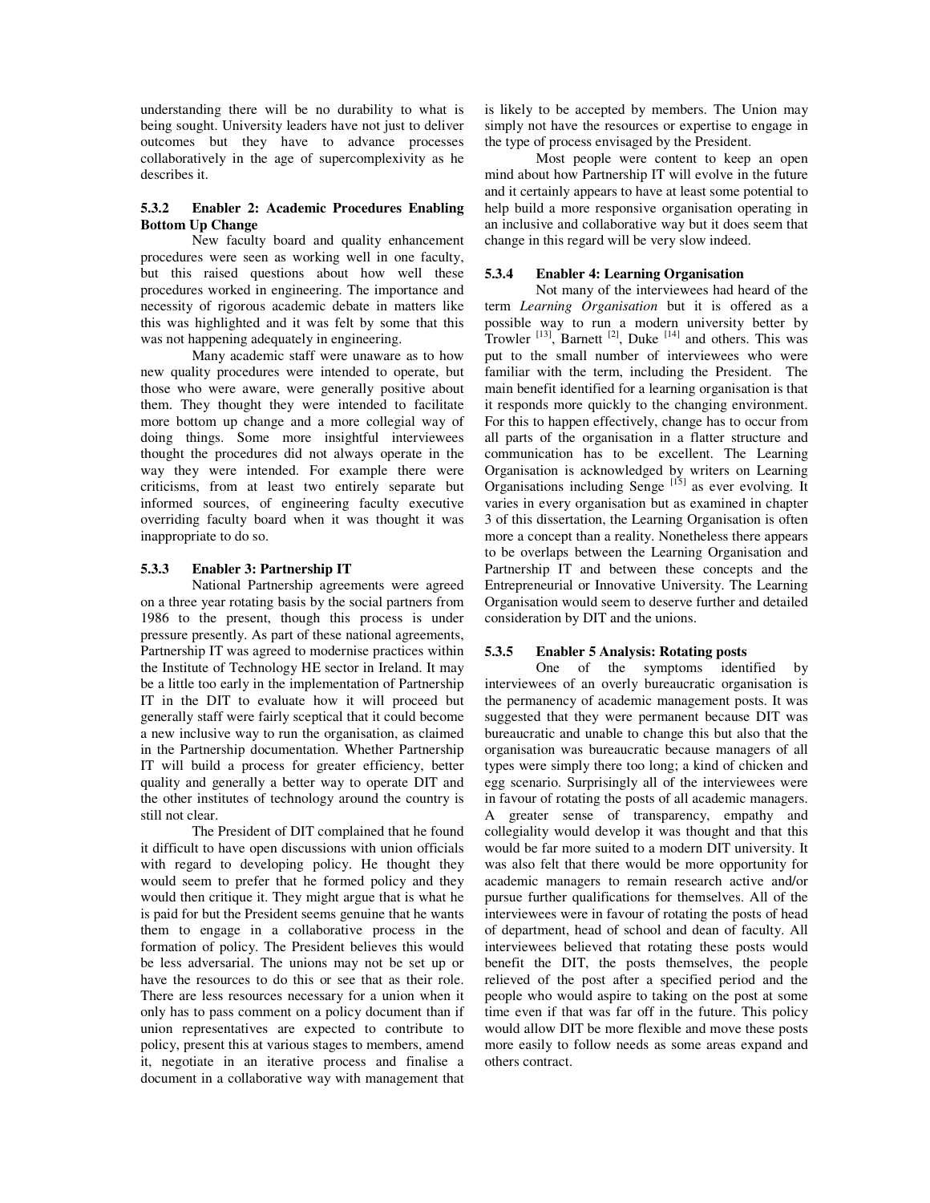understanding there will be no durability to what is being sought. University leaders have not just to deliver outcomes but they have to advance processes collaboratively in the age of supercomplexivity as he describes it.

### 5.3.2 Enabler 2: Academic Procedures Enabling Bottom Up Change

New faculty board and quality enhancement procedures were seen as working well in one faculty, but this raised questions about how well these procedures worked in engineering. The importance and necessity of rigorous academic debate in matters like this was highlighted and it was felt by some that this was not happening adequately in engineering.

Many academic staff were unaware as to how new quality procedures were intended to operate, but those who were aware, were generally positive about them. They thought they were intended to facilitate more bottom up change and a more collegial way of doing things. Some more insightful interviewees thought the procedures did not always operate in the way they were intended. For example there were criticisms, from at least two entirely separate but informed sources, of engineering faculty executive overriding faculty board when it was thought it was inappropriate to do so.

### 5.3.3 Enabler 3: Partnership IT

National Partnership agreements were agreed on a three year rotating basis by the social partners from 1986 to the present, though this process is under pressure presently. As part of these national agreements, Partnership IT was agreed to modernise practices within the Institute of Technology HE sector in Ireland. It may be a little too early in the implementation of Partnership IT in the DIT to evaluate how it will proceed but generally staff were fairly sceptical that it could become a new inclusive way to run the organisation, as claimed in the Partnership documentation. Whether Partnership IT will build a process for greater efficiency, better quality and generally a better way to operate DIT and the other institutes of technology around the country is still not clear.

The President of DIT complained that he found it difficult to have open discussions with union officials with regard to developing policy. He thought they would seem to prefer that he formed policy and they would then critique it. They might argue that is what he is paid for but the President seems genuine that he wants them to engage in a collaborative process in the formation of policy. The President believes this would be less adversarial. The unions may not be set up or have the resources to do this or see that as their role. There are less resources necessary for a union when it only has to pass comment on a policy document than if union representatives are expected to contribute to policy, present this at various stages to members, amend it, negotiate in an iterative process and finalise a document in a collaborative way with management that is likely to be accepted by members. The Union may simply not have the resources or expertise to engage in the type of process envisaged by the President.

Most people were content to keep an open mind about how Partnership IT will evolve in the future and it certainly appears to have at least some potential to help build a more responsive organisation operating in an inclusive and collaborative way but it does seem that change in this regard will be very slow indeed.

### 5.3.4 Enabler 4: Learning Organisation

Not many of the interviewees had heard of the term *Learning Organisation* but it is offered as a possible way to run a modern university better by Trowler [13], Barnett [2], Duke [14] and others. This was put to the small number of interviewees who were familiar with the term, including the President. The main benefit identified for a learning organisation is that it responds more quickly to the changing environment. For this to happen effectively, change has to occur from all parts of the organisation in a flatter structure and communication has to be excellent. The Learning Organisation is acknowledged by writers on Learning Organisations including Senge [15] as ever evolving. It varies in every organisation but as examined in chapter 3 of this dissertation, the Learning Organisation is often more a concept than a reality. Nonetheless there appears to be overlaps between the Learning Organisation and Partnership IT and between these concepts and the Entrepreneurial or Innovative University. The Learning Organisation would seem to deserve further and detailed consideration by DIT and the unions.

### 5.3.5 Enabler 5 Analysis: Rotating posts

One of the symptoms identified by interviewees of an overly bureaucratic organisation is the permanency of academic management posts. It was suggested that they were permanent because DIT was bureaucratic and unable to change this but also that the organisation was bureaucratic because managers of all types were simply there too long; a kind of chicken and egg scenario. Surprisingly all of the interviewees were in favour of rotating the posts of all academic managers. A greater sense of transparency, empathy and collegiality would develop it was thought and that this would be far more suited to a modern DIT university. It was also felt that there would be more opportunity for academic managers to remain research active and/or pursue further qualifications for themselves. All of the interviewees were in favour of rotating the posts of head of department, head of school and dean of faculty. All interviewees believed that rotating these posts would benefit the DIT, the posts themselves, the people relieved of the post after a specified period and the people who would aspire to taking on the post at some time even if that was far off in the future. This policy would allow DIT be more flexible and move these posts more easily to follow needs as some areas expand and others contract.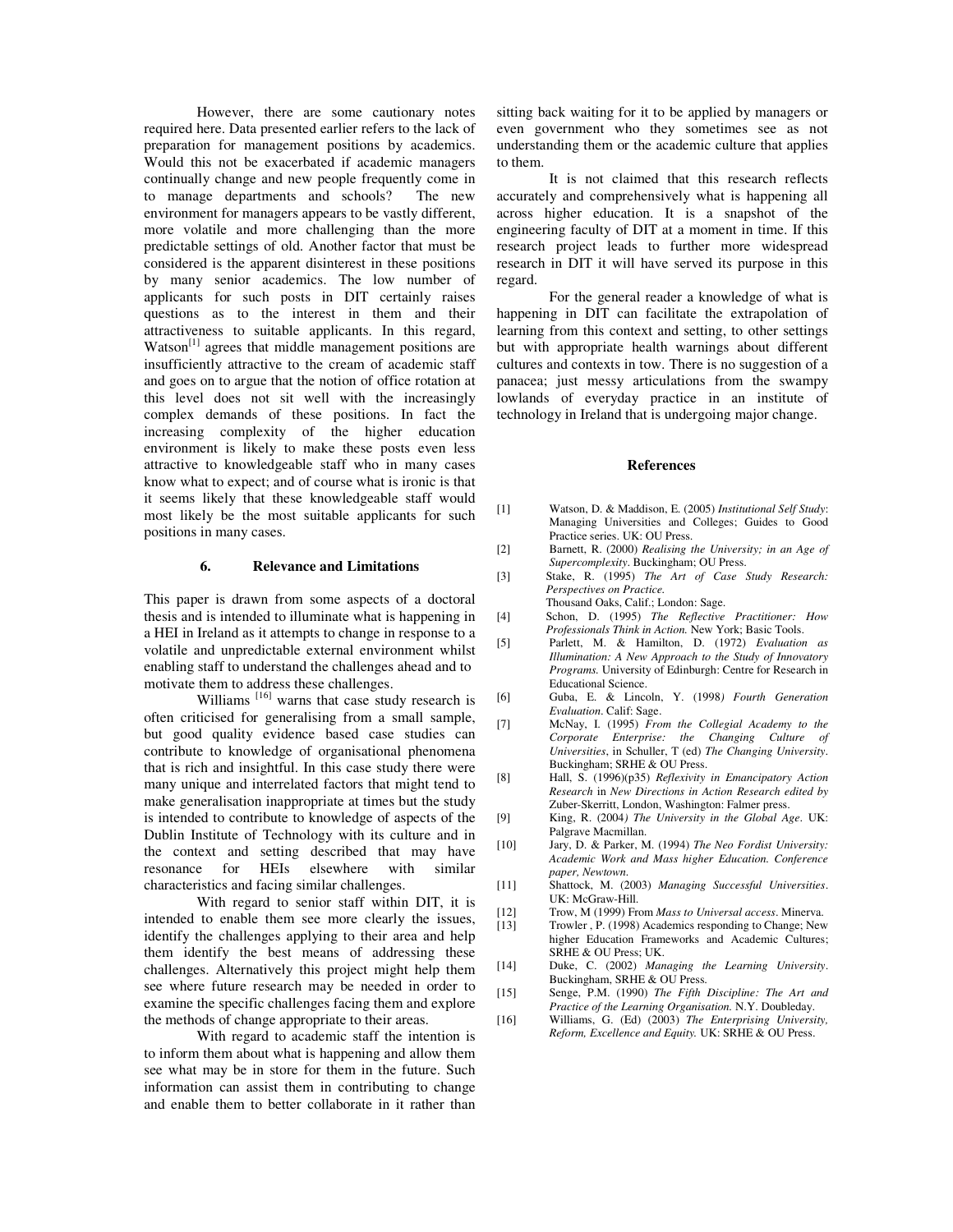However, there are some cautionary notes required here. Data presented earlier refers to the lack of preparation for management positions by academics. Would this not be exacerbated if academic managers continually change and new people frequently come in to manage departments and schools? The new environment for managers appears to be vastly different, more volatile and more challenging than the more predictable settings of old. Another factor that must be considered is the apparent disinterest in these positions by many senior academics. The low number of applicants for such posts in DIT certainly raises questions as to the interest in them and their attractiveness to suitable applicants. In this regard, Watson[1] agrees that middle management positions are insufficiently attractive to the cream of academic staff and goes on to argue that the notion of office rotation at this level does not sit well with the increasingly complex demands of these positions. In fact the increasing complexity of the higher education environment is likely to make these posts even less attractive to knowledgeable staff who in many cases know what to expect; and of course what is ironic is that it seems likely that these knowledgeable staff would most likely be the most suitable applicants for such positions in many cases.

## 6. Relevance and Limitations

This paper is drawn from some aspects of a doctoral thesis and is intended to illuminate what is happening in a HEI in Ireland as it attempts to change in response to a volatile and unpredictable external environment whilst enabling staff to understand the challenges ahead and to motivate them to address these challenges.

Williams [16] warns that case study research is often criticised for generalising from a small sample, but good quality evidence based case studies can contribute to knowledge of organisational phenomena that is rich and insightful. In this case study there were many unique and interrelated factors that might tend to make generalisation inappropriate at times but the study is intended to contribute to knowledge of aspects of the Dublin Institute of Technology with its culture and in the context and setting described that may have resonance for HEIs elsewhere with similar characteristics and facing similar challenges.

With regard to senior staff within DIT, it is intended to enable them see more clearly the issues, identify the challenges applying to their area and help them identify the best means of addressing these challenges. Alternatively this project might help them see where future research may be needed in order to examine the specific challenges facing them and explore the methods of change appropriate to their areas.

With regard to academic staff the intention is to inform them about what is happening and allow them see what may be in store for them in the future. Such information can assist them in contributing to change and enable them to better collaborate in it rather than sitting back waiting for it to be applied by managers or even government who they sometimes see as not understanding them or the academic culture that applies to them.

It is not claimed that this research reflects accurately and comprehensively what is happening all across higher education. It is a snapshot of the engineering faculty of DIT at a moment in time. If this research project leads to further more widespread research in DIT it will have served its purpose in this regard.

For the general reader a knowledge of what is happening in DIT can facilitate the extrapolation of learning from this context and setting, to other settings but with appropriate health warnings about different cultures and contexts in tow. There is no suggestion of a panacea; just messy articulations from the swampy lowlands of everyday practice in an institute of technology in Ireland that is undergoing major change.

## References

[1] Watson, D. & Maddison, E. (2005) *Institutional Self Study*: Managing Universities and Colleges; Guides to Good Practice series. UK: OU Press.

[2] Barnett, R. (2000) *Realising the University; in an Age of Supercomplexity*. Buckingham; OU Press.

[3] Stake, R. (1995) *The Art of Case Study Research: Perspectives on Practice.* Thousand Oaks, Calif.; London: Sage.

[4] Schon, D. (1995) *The Reflective Practitioner: How Professionals Think in Action.* New York; Basic Tools.

[5] Parlett, M. & Hamilton, D. (1972) *Evaluation as Illumination: A New Approach to the Study of Innovatory Programs.* University of Edinburgh: Centre for Research in Educational Science.

[6] Guba, E. & Lincoln, Y. (1998*) Fourth Generation Evaluation*. Calif: Sage.

[7] McNay, I. (1995) *From the Collegial Academy to the Corporate Enterprise: the Changing Culture of Universities*, in Schuller, T (ed) *The Changing University*. Buckingham; SRHE & OU Press.

[8] Hall, S. (1996)(p35) *Reflexivity in Emancipatory Action Research* in *New Directions in Action Research edited by* Zuber-Skerritt, London, Washington: Falmer press.

[9] King, R. (2004*) The University in the Global Age*. UK: Palgrave Macmillan.

[10] Jary, D. & Parker, M. (1994) *The Neo Fordist University: Academic Work and Mass higher Education. Conference paper, Newtown.*

[11] Shattock, M. (2003) *Managing Successful Universities*. UK: McGraw-Hill.

[12] Trow, M (1999) From *Mass to Universal access*. Minerva.

[13] Trowler , P. (1998) Academics responding to Change; New higher Education Frameworks and Academic Cultures; SRHE & OU Press; UK.

[14] Duke, C. (2002) *Managing the Learning University*. Buckingham, SRHE & OU Press.

[15] Senge, P.M. (1990) *The Fifth Discipline: The Art and Practice of the Learning Organisation.* N.Y. Doubleday.

[16] Williams, G. (Ed) (2003) *The Enterprising University, Reform, Excellence and Equity.* UK: SRHE & OU Press.